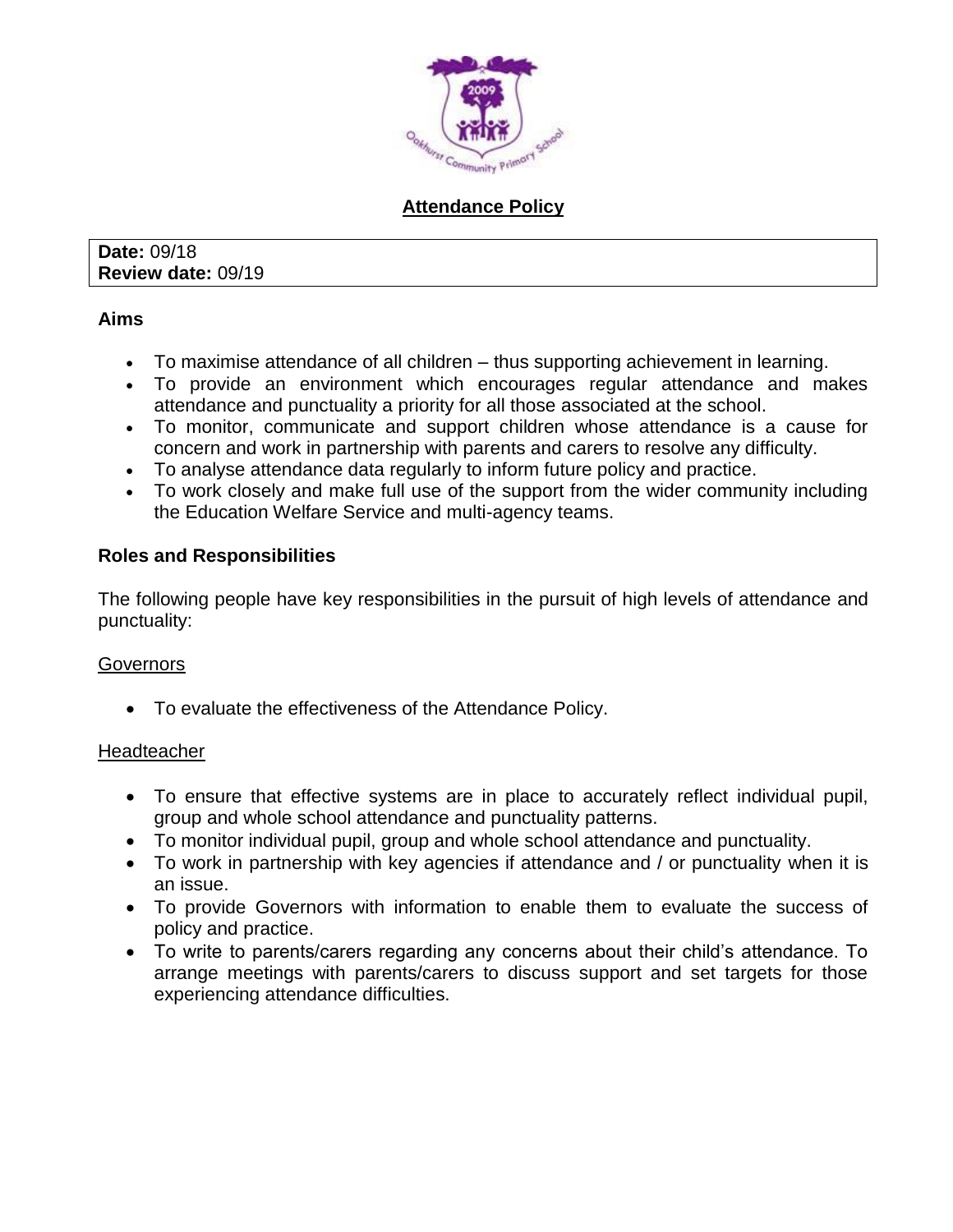# Attendance Policy

**Date:** 09/18
**Review date:** 09/19

## Aims

- To maximise attendance of all children – thus supporting achievement in learning.
- To provide an environment which encourages regular attendance and makes attendance and punctuality a priority for all those associated at the school.
- To monitor, communicate and support children whose attendance is a cause for concern and work in partnership with parents and carers to resolve any difficulty.
- To analyse attendance data regularly to inform future policy and practice.
- To work closely and make full use of the support from the wider community including the Education Welfare Service and multi-agency teams.

## Roles and Responsibilities

The following people have key responsibilities in the pursuit of high levels of attendance and punctuality:

### Governors

- To evaluate the effectiveness of the Attendance Policy.

### Headteacher

- To ensure that effective systems are in place to accurately reflect individual pupil, group and whole school attendance and punctuality patterns.
- To monitor individual pupil, group and whole school attendance and punctuality.
- To work in partnership with key agencies if attendance and / or punctuality when it is an issue.
- To provide Governors with information to enable them to evaluate the success of policy and practice.
- To write to parents/carers regarding any concerns about their child's attendance. To arrange meetings with parents/carers to discuss support and set targets for those experiencing attendance difficulties.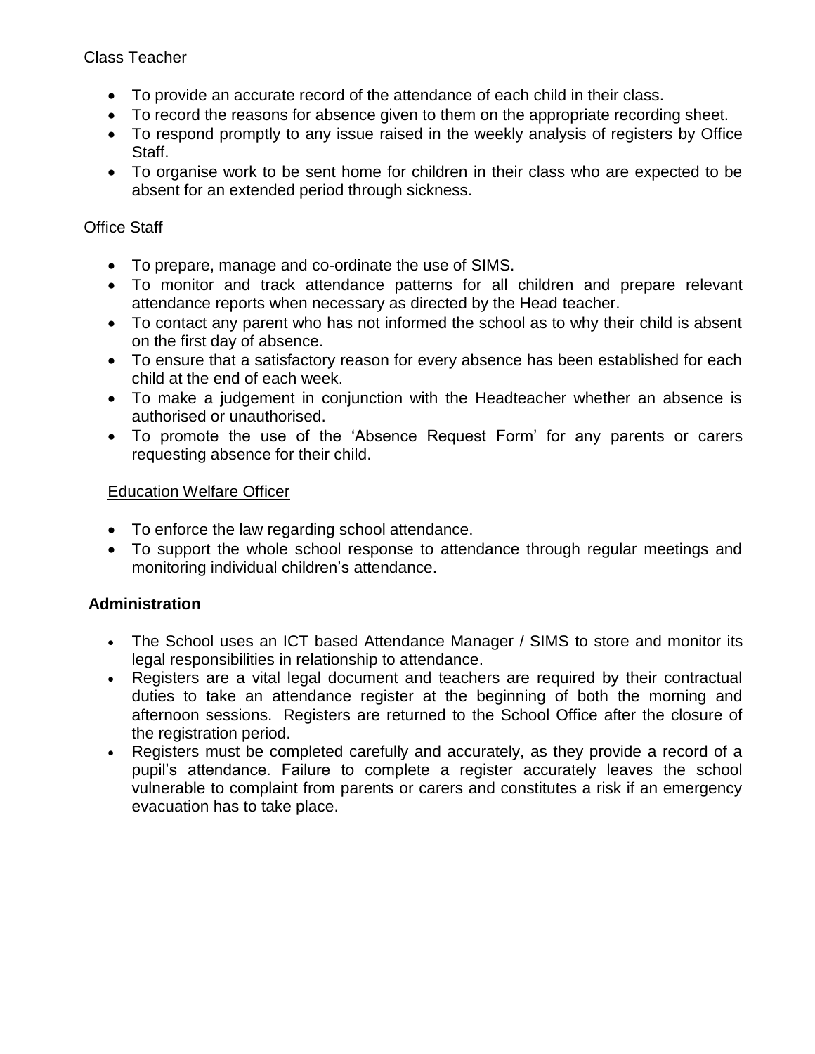Class Teacher

- To provide an accurate record of the attendance of each child in their class.
- To record the reasons for absence given to them on the appropriate recording sheet.
- To respond promptly to any issue raised in the weekly analysis of registers by Office Staff.
- To organise work to be sent home for children in their class who are expected to be absent for an extended period through sickness.

Office Staff

- To prepare, manage and co-ordinate the use of SIMS.
- To monitor and track attendance patterns for all children and prepare relevant attendance reports when necessary as directed by the Head teacher.
- To contact any parent who has not informed the school as to why their child is absent on the first day of absence.
- To ensure that a satisfactory reason for every absence has been established for each child at the end of each week.
- To make a judgement in conjunction with the Headteacher whether an absence is authorised or unauthorised.
- To promote the use of the 'Absence Request Form' for any parents or carers requesting absence for their child.

Education Welfare Officer

- To enforce the law regarding school attendance.
- To support the whole school response to attendance through regular meetings and monitoring individual children's attendance.

**Administration**

- The School uses an ICT based Attendance Manager / SIMS to store and monitor its legal responsibilities in relationship to attendance.
- Registers are a vital legal document and teachers are required by their contractual duties to take an attendance register at the beginning of both the morning and afternoon sessions. Registers are returned to the School Office after the closure of the registration period.
- Registers must be completed carefully and accurately, as they provide a record of a pupil's attendance. Failure to complete a register accurately leaves the school vulnerable to complaint from parents or carers and constitutes a risk if an emergency evacuation has to take place.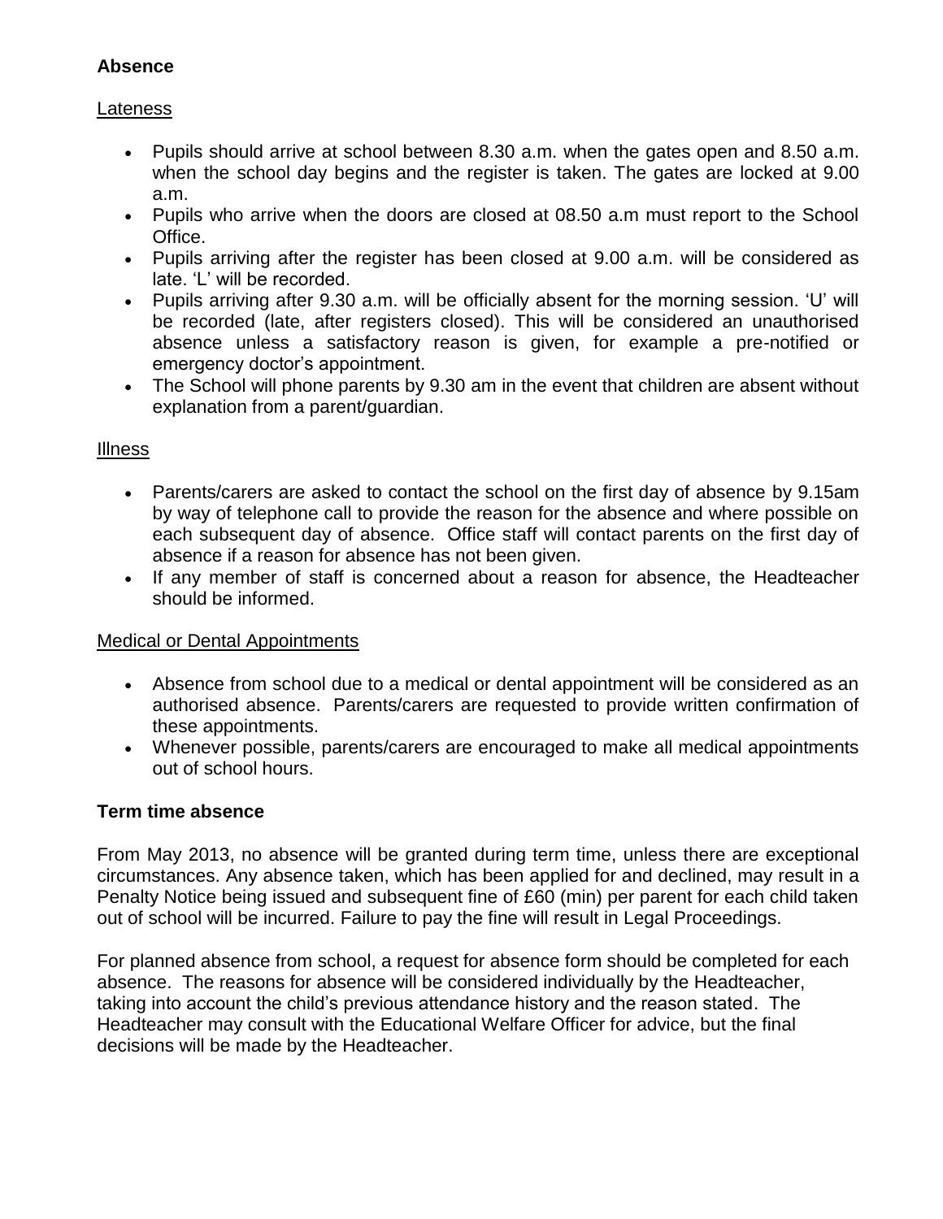## Absence

### Lateness

- Pupils should arrive at school between 8.30 a.m. when the gates open and 8.50 a.m. when the school day begins and the register is taken. The gates are locked at 9.00 a.m.
- Pupils who arrive when the doors are closed at 08.50 a.m must report to the School Office.
- Pupils arriving after the register has been closed at 9.00 a.m. will be considered as late. 'L' will be recorded.
- Pupils arriving after 9.30 a.m. will be officially absent for the morning session. 'U' will be recorded (late, after registers closed). This will be considered an unauthorised absence unless a satisfactory reason is given, for example a pre-notified or emergency doctor's appointment.
- The School will phone parents by 9.30 am in the event that children are absent without explanation from a parent/guardian.

### Illness

- Parents/carers are asked to contact the school on the first day of absence by 9.15am by way of telephone call to provide the reason for the absence and where possible on each subsequent day of absence. Office staff will contact parents on the first day of absence if a reason for absence has not been given.
- If any member of staff is concerned about a reason for absence, the Headteacher should be informed.

### Medical or Dental Appointments

- Absence from school due to a medical or dental appointment will be considered as an authorised absence. Parents/carers are requested to provide written confirmation of these appointments.
- Whenever possible, parents/carers are encouraged to make all medical appointments out of school hours.

## Term time absence

From May 2013, no absence will be granted during term time, unless there are exceptional circumstances. Any absence taken, which has been applied for and declined, may result in a Penalty Notice being issued and subsequent fine of £60 (min) per parent for each child taken out of school will be incurred. Failure to pay the fine will result in Legal Proceedings.

For planned absence from school, a request for absence form should be completed for each absence. The reasons for absence will be considered individually by the Headteacher, taking into account the child's previous attendance history and the reason stated. The Headteacher may consult with the Educational Welfare Officer for advice, but the final decisions will be made by the Headteacher.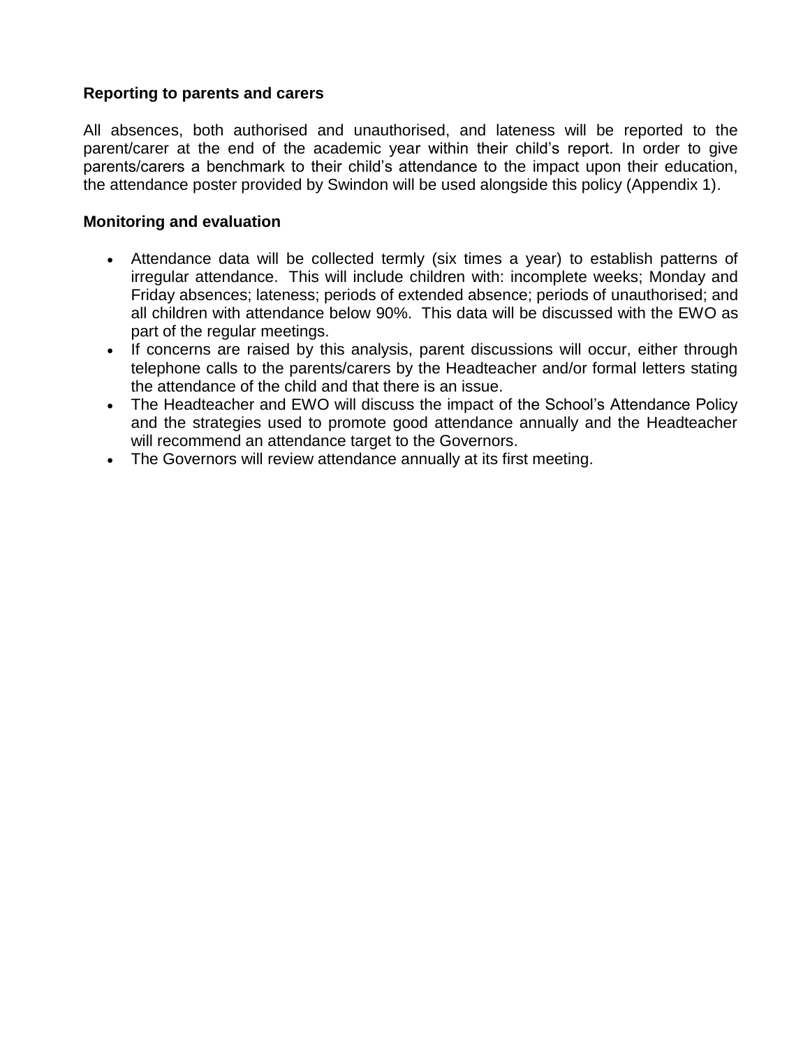**Reporting to parents and carers**

All absences, both authorised and unauthorised, and lateness will be reported to the parent/carer at the end of the academic year within their child's report. In order to give parents/carers a benchmark to their child's attendance to the impact upon their education, the attendance poster provided by Swindon will be used alongside this policy (Appendix 1).

**Monitoring and evaluation**

- Attendance data will be collected termly (six times a year) to establish patterns of irregular attendance. This will include children with: incomplete weeks; Monday and Friday absences; lateness; periods of extended absence; periods of unauthorised; and all children with attendance below 90%. This data will be discussed with the EWO as part of the regular meetings.
- If concerns are raised by this analysis, parent discussions will occur, either through telephone calls to the parents/carers by the Headteacher and/or formal letters stating the attendance of the child and that there is an issue.
- The Headteacher and EWO will discuss the impact of the School's Attendance Policy and the strategies used to promote good attendance annually and the Headteacher will recommend an attendance target to the Governors.
- The Governors will review attendance annually at its first meeting.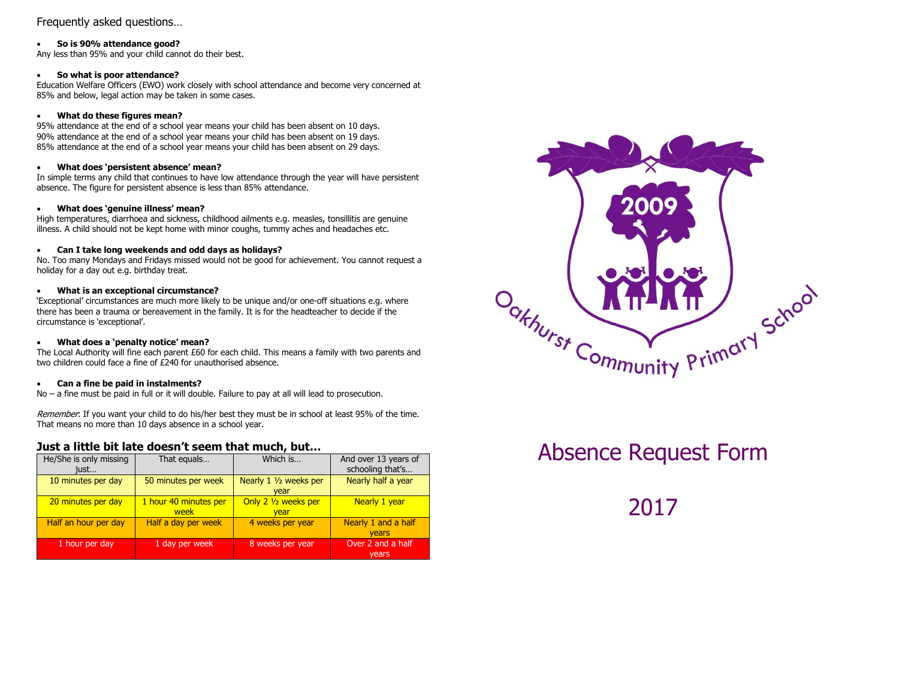Frequently asked questions…

- **So is 90% attendance good?**

Any less than 95% and your child cannot do their best.

- **So what is poor attendance?**

Education Welfare Officers (EWO) work closely with school attendance and become very concerned at 85% and below, legal action may be taken in some cases.

- **What do these figures mean?**

95% attendance at the end of a school year means your child has been absent on 10 days.
90% attendance at the end of a school year means your child has been absent on 19 days.
85% attendance at the end of a school year means your child has been absent on 29 days.

- **What does 'persistent absence' mean?**

In simple terms any child that continues to have low attendance through the year will have persistent absence. The figure for persistent absence is less than 85% attendance.

- **What does 'genuine illness' mean?**

High temperatures, diarrhoea and sickness, childhood ailments e.g. measles, tonsillitis are genuine illness. A child should not be kept home with minor coughs, tummy aches and headaches etc.

- **Can I take long weekends and odd days as holidays?**

No. Too many Mondays and Fridays missed would not be good for achievement. You cannot request a holiday for a day out e.g. birthday treat.

- **What is an exceptional circumstance?**

'Exceptional' circumstances are much more likely to be unique and/or one-off situations e.g. where there has been a trauma or bereavement in the family. It is for the headteacher to decide if the circumstance is 'exceptional'.

- **What does a 'penalty notice' mean?**

The Local Authority will fine each parent £60 for each child. This means a family with two parents and two children could face a fine of £240 for unauthorised absence.

- **Can a fine be paid in instalments?**

No – a fine must be paid in full or it will double. Failure to pay at all will lead to prosecution.

*Remember*: If you want your child to do his/her best they must be in school at least 95% of the time. That means no more than 10 days absence in a school year.

## Just a little bit late doesn't seem that much, but…

| He/She is only missing just… | That equals… | Which is… | And over 13 years of schooling that's… |
|---|---|---|---|
| 10 minutes per day | 50 minutes per week | Nearly 1 ½ weeks per year | Nearly half a year |
| 20 minutes per day | 1 hour 40 minutes per week | Only 2 ½ weeks per year | Nearly 1 year |
| Half an hour per day | Half a day per week | 4 weeks per year | Nearly 1 and a half years |
| 1 hour per day | 1 day per week | 8 weeks per year | Over 2 and a half years |

2009

Oakhurst Community Primary School

# Absence Request Form

# 2017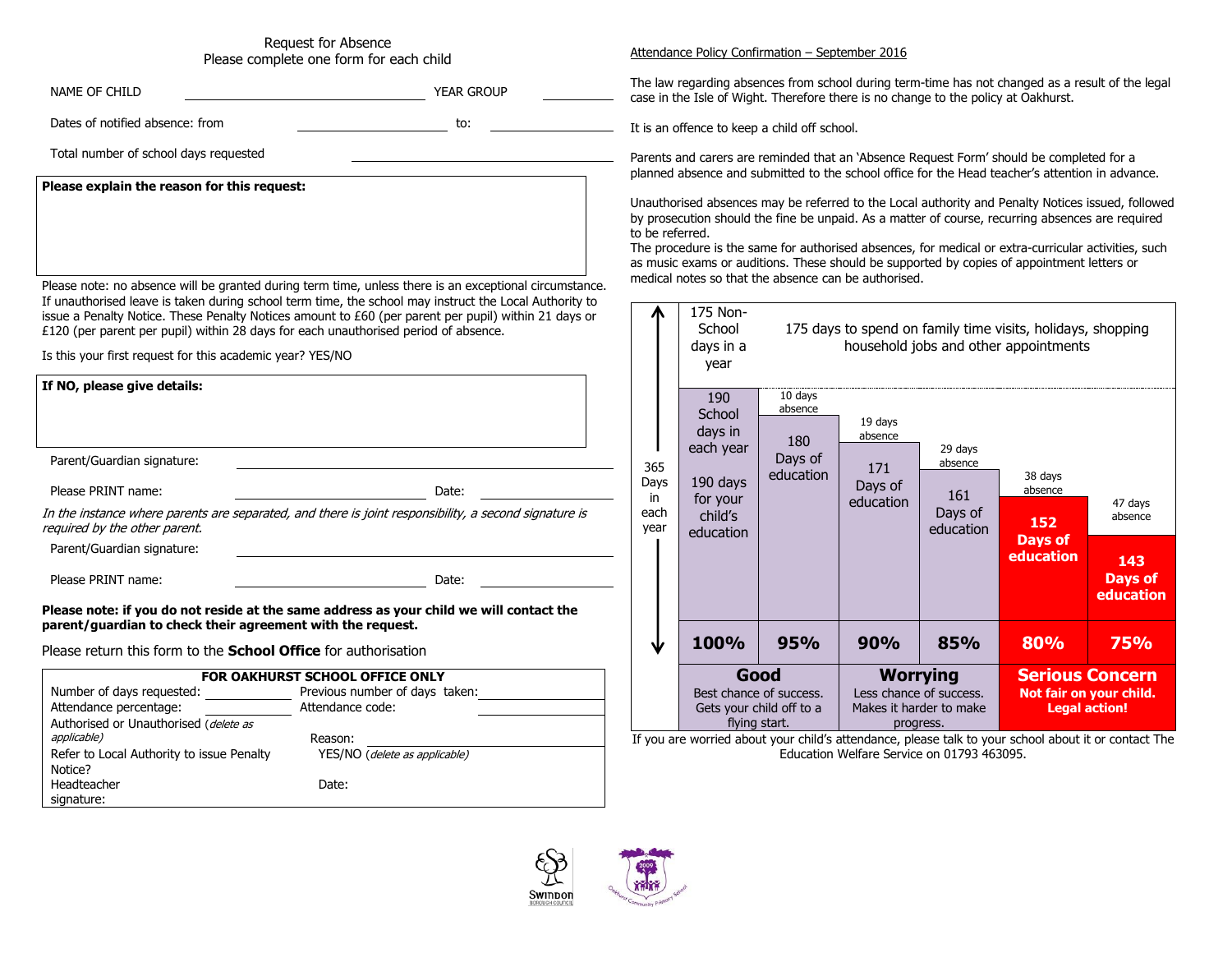Request for Absence
Please complete one form for each child

NAME OF CHILD ______________________________ YEAR GROUP __________

Dates of notified absence: from ______________ to: ______________

Total number of school days requested ______________________

**Please explain the reason for this request:**

Please note: no absence will be granted during term time, unless there is an exceptional circumstance. If unauthorised leave is taken during school term time, the school may instruct the Local Authority to issue a Penalty Notice. These Penalty Notices amount to £60 (per parent per pupil) within 21 days or £120 (per parent per pupil) within 28 days for each unauthorised period of absence.

Is this your first request for this academic year? YES/NO

**If NO, please give details:**

Parent/Guardian signature: ______________________________

Please PRINT name: ______________________ Date: ______________

*In the instance where parents are separated, and there is joint responsibility, a second signature is required by the other parent.*

Parent/Guardian signature: ______________________________

Please PRINT name: ______________________ Date: ______________

**Please note: if you do not reside at the same address as your child we will contact the parent/guardian to check their agreement with the request.**

Please return this form to the **School Office** for authorisation

| **FOR OAKHURST SCHOOL OFFICE ONLY** | | | |
|---|---|---|---|
| Number of days requested: | | Previous number of days taken: | |
| Attendance percentage: | | Attendance code: | |
| Authorised or Unauthorised (*delete as applicable*) | | Reason: | |
| Refer to Local Authority to issue Penalty Notice? | | YES/NO (*delete as applicable*) | |
| Headteacher signature: | | Date: | |

<u>Attendance Policy Confirmation – September 2016</u>

The law regarding absences from school during term-time has not changed as a result of the legal case in the Isle of Wight. Therefore there is no change to the policy at Oakhurst.

It is an offence to keep a child off school.

Parents and carers are reminded that an 'Absence Request Form' should be completed for a planned absence and submitted to the school office for the Head teacher's attention in advance.

Unauthorised absences may be referred to the Local authority and Penalty Notices issued, followed by prosecution should the fine be unpaid. As a matter of course, recurring absences are required to be referred.
The procedure is the same for authorised absences, for medical or extra-curricular activities, such as music exams or auditions. These should be supported by copies of appointment letters or medical notes so that the absence can be authorised.

365 Days in each year

175 Non-School days in a year

175 days to spend on family time visits, holidays, shopping household jobs and other appointments

190 School days in each year

190 days for your child's education

10 days absence
180 Days of education

19 days absence
171 Days of education

29 days absence
161 Days of education

38 days absence
**152 Days of education**

47 days absence
**143 Days of education**

**100%** **95%** **90%** **85%** **80%** **75%**

**Good**
Best chance of success. Gets your child off to a flying start.

**Worrying**
Less chance of success. Makes it harder to make progress.

**Serious Concern**
**Not fair on your child. Legal action!**

If you are worried about your child's attendance, please talk to your school about it or contact The Education Welfare Service on 01793 463095.